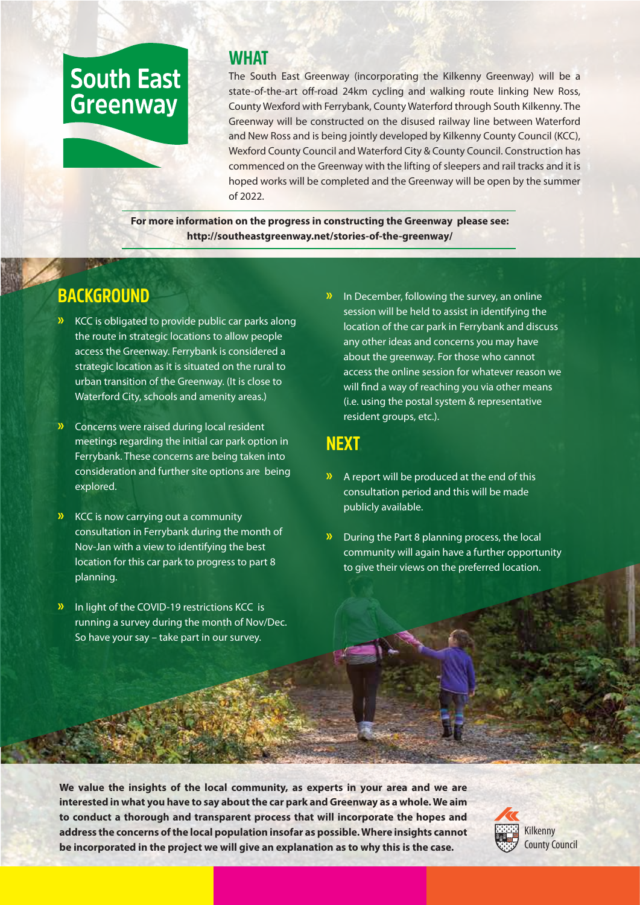# South East Greenway

## WHAT

The South East Greenway (incorporating the Kilkenny Greenway) will be a state-of-the-art off-road 24km cycling and walking route linking New Ross, County Wexford with Ferrybank, County Waterford through South Kilkenny. The Greenway will be constructed on the disused railway line between Waterford and New Ross and is being jointly developed by Kilkenny County Council (KCC), Wexford County Council and Waterford City & County Council. Construction has commenced on the Greenway with the lifting of sleepers and rail tracks and it is hoped works will be completed and the Greenway will be open by the summer of 2022.

**For more information on the progress in constructing the Greenway please see: http://southeastgreenway.net/stories-of-the-greenway/**

## BACKGROUND

- KCC is obligated to provide public car parks along the route in strategic locations to allow people access the Greenway. Ferrybank is considered a strategic location as it is situated on the rural to urban transition of the Greenway. (It is close to Waterford City, schools and amenity areas.)
- Concerns were raised during local resident meetings regarding the initial car park option in Ferrybank. These concerns are being taken into consideration and further site options are being explored.
- KCC is now carrying out a community consultation in Ferrybank during the month of Nov-Jan with a view to identifying the best location for this car park to progress to part 8 planning.
- In light of the COVID-19 restrictions KCC is running a survey during the month of Nov/Dec. So have your say – take part in our survey.
- In December, following the survey, an online session will be held to assist in identifying the location of the car park in Ferrybank and discuss any other ideas and concerns you may have about the greenway. For those who cannot access the online session for whatever reason we will find a way of reaching you via other means (i.e. using the postal system & representative resident groups, etc.).

## NEXT

- A report will be produced at the end of this consultation period and this will be made publicly available.
- During the Part 8 planning process, the local community will again have a further opportunity to give their views on the preferred location.

**We value the insights of the local community, as experts in your area and we are interested in what you have to say about the car park and Greenway as a whole. We aim to conduct a thorough and transparent process that will incorporate the hopes and address the concerns of the local population insofar as possible. Where insights cannot be incorporated in the project we will give an explanation as to why this is the case.**

Kilkenny County Council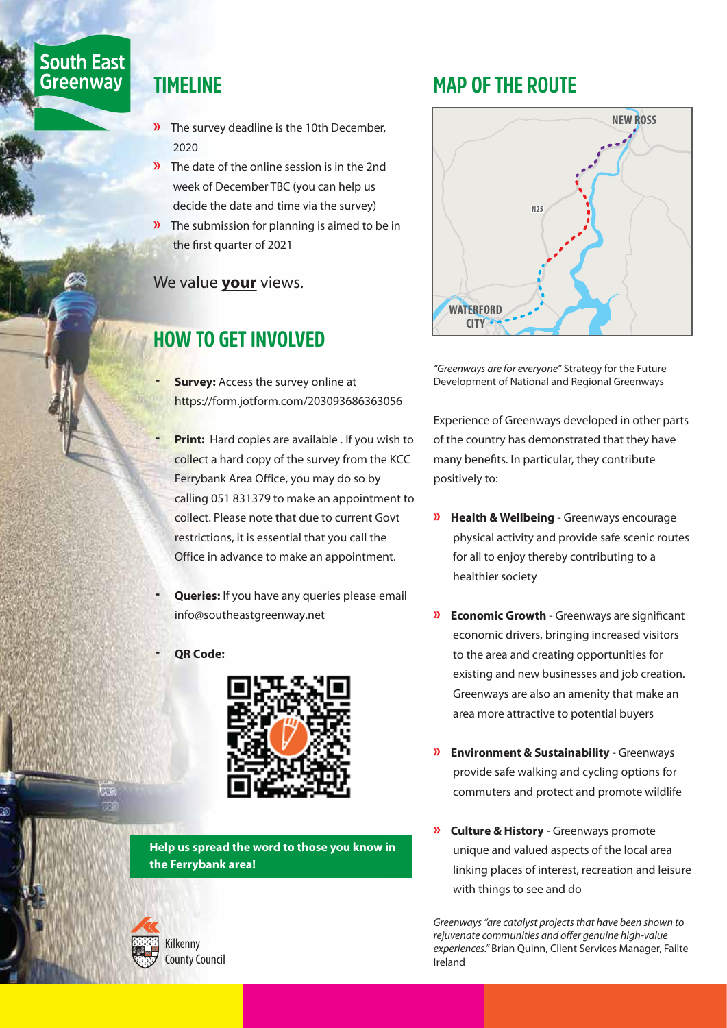South East Greenway

## TIMELINE

- The survey deadline is the 10th December, 2020
- The date of the online session is in the 2nd week of December TBC (you can help us decide the date and time via the survey)
- The submission for planning is aimed to be in the first quarter of 2021

We value **your** views.

## HOW TO GET INVOLVED

- **Survey:** Access the survey online at https://form.jotform.com/203093686363056
- **Print:** Hard copies are available . If you wish to collect a hard copy of the survey from the KCC Ferrybank Area Office, you may do so by calling 051 831379 to make an appointment to collect. Please note that due to current Govt restrictions, it is essential that you call the Office in advance to make an appointment.
- **Queries:** If you have any queries please email info@southeastgreenway.net
- **QR Code:**

**Help us spread the word to those you know in the Ferrybank area!**

Kilkenny County Council

## MAP OF THE ROUTE

NEW ROSS

N25

WATERFORD CITY

*"Greenways are for everyone"* Strategy for the Future Development of National and Regional Greenways

Experience of Greenways developed in other parts of the country has demonstrated that they have many benefits. In particular, they contribute positively to:

- **Health & Wellbeing** - Greenways encourage physical activity and provide safe scenic routes for all to enjoy thereby contributing to a healthier society
- **Economic Growth** - Greenways are significant economic drivers, bringing increased visitors to the area and creating opportunities for existing and new businesses and job creation. Greenways are also an amenity that make an area more attractive to potential buyers
- **Environment & Sustainability** - Greenways provide safe walking and cycling options for commuters and protect and promote wildlife
- **Culture & History** - Greenways promote unique and valued aspects of the local area linking places of interest, recreation and leisure with things to see and do

*Greenways "are catalyst projects that have been shown to rejuvenate communities and offer genuine high-value experiences."* Brian Quinn, Client Services Manager, Failte Ireland